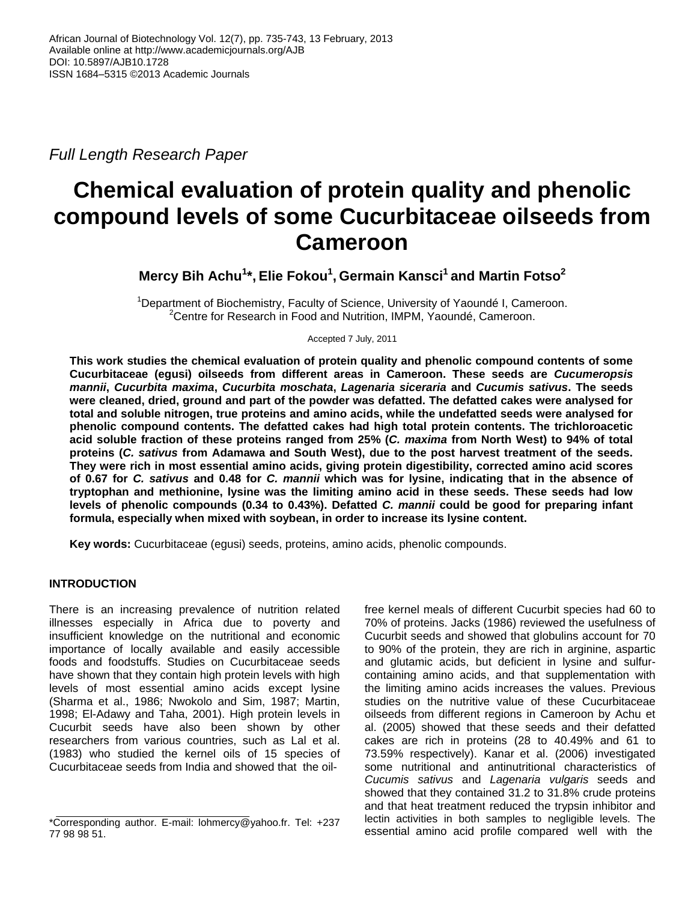*Full Length Research Paper*

# Chemical evaluation of protein quality and phenolic compound levels of some Cucurbitaceae oilseeds from Cameroon

**Mercy Bih Achu[1]\*, Elie Fokou[1], Germain Kansci[1] and Martin Fotso[2]**

[1]Department of Biochemistry, Faculty of Science, University of Yaoundé I, Cameroon.
[2]Centre for Research in Food and Nutrition, IMPM, Yaoundé, Cameroon.

Accepted 7 July, 2011

**This work studies the chemical evaluation of protein quality and phenolic compound contents of some Cucurbitaceae (egusi) oilseeds from different areas in Cameroon. These seeds are *Cucumeropsis mannii*, *Cucurbita maxima*, *Cucurbita moschata*, *Lagenaria siceraria* and *Cucumis sativus*. The seeds were cleaned, dried, ground and part of the powder was defatted. The defatted cakes were analysed for total and soluble nitrogen, true proteins and amino acids, while the undefatted seeds were analysed for phenolic compound contents. The defatted cakes had high total protein contents. The trichloroacetic acid soluble fraction of these proteins ranged from 25% (*C. maxima* from North West) to 94% of total proteins (*C. sativus* from Adamawa and South West), due to the post harvest treatment of the seeds. They were rich in most essential amino acids, giving protein digestibility, corrected amino acid scores of 0.67 for *C. sativus* and 0.48 for *C. mannii* which was for lysine, indicating that in the absence of tryptophan and methionine, lysine was the limiting amino acid in these seeds. These seeds had low levels of phenolic compounds (0.34 to 0.43%). Defatted *C. mannii* could be good for preparing infant formula, especially when mixed with soybean, in order to increase its lysine content.**

**Key words:** Cucurbitaceae (egusi) seeds, proteins, amino acids, phenolic compounds.

## INTRODUCTION

There is an increasing prevalence of nutrition related illnesses especially in Africa due to poverty and insufficient knowledge on the nutritional and economic importance of locally available and easily accessible foods and foodstuffs. Studies on Cucurbitaceae seeds have shown that they contain high protein levels with high levels of most essential amino acids except lysine (Sharma et al., 1986; Nwokolo and Sim, 1987; Martin, 1998; El-Adawy and Taha, 2001). High protein levels in Cucurbit seeds have also been shown by other researchers from various countries, such as Lal et al. (1983) who studied the kernel oils of 15 species of Cucurbitaceae seeds from India and showed that the oil-free kernel meals of different Cucurbit species had 60 to 70% of proteins. Jacks (1986) reviewed the usefulness of Cucurbit seeds and showed that globulins account for 70 to 90% of the protein, they are rich in arginine, aspartic and glutamic acids, but deficient in lysine and sulfur-containing amino acids, and that supplementation with the limiting amino acids increases the values. Previous studies on the nutritive value of these Cucurbitaceae oilseeds from different regions in Cameroon by Achu et al. (2005) showed that these seeds and their defatted cakes are rich in proteins (28 to 40.49% and 61 to 73.59% respectively). Kanar et al. (2006) investigated some nutritional and antinutritional characteristics of *Cucumis sativus* and *Lagenaria vulgaris* seeds and showed that they contained 31.2 to 31.8% crude proteins and that heat treatment reduced the trypsin inhibitor and lectin activities in both samples to negligible levels. The essential amino acid profile compared well with the

\*Corresponding author. E-mail: lohmercy@yahoo.fr. Tel: +237 77 98 98 51.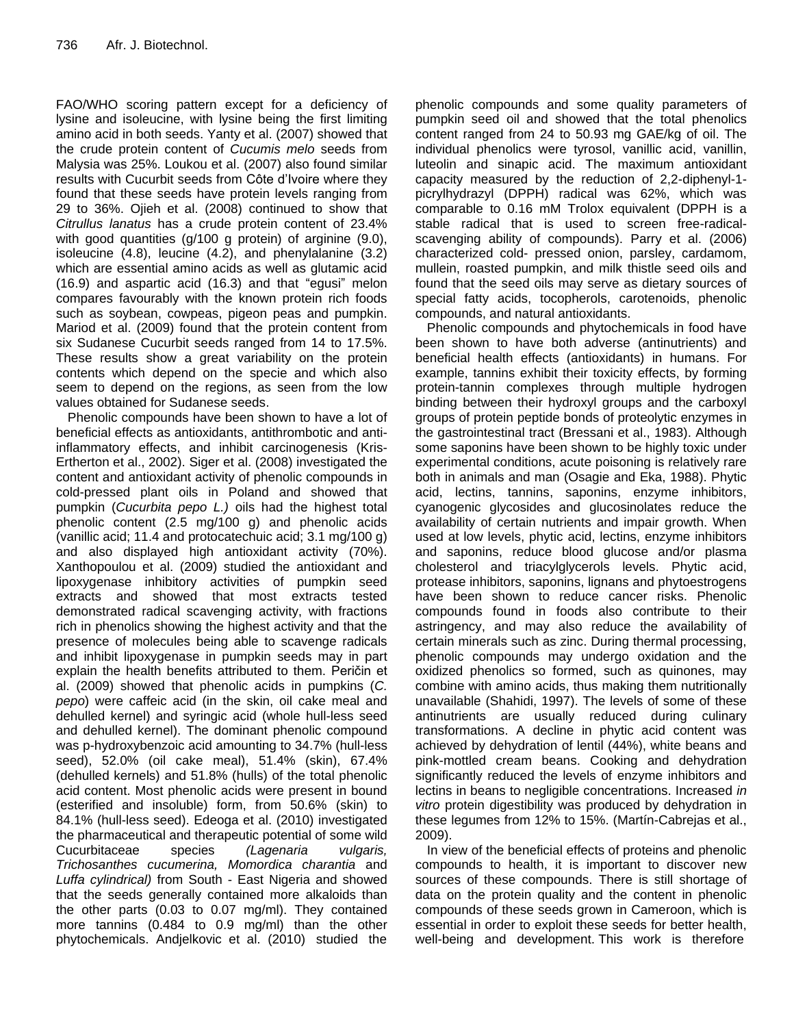FAO/WHO scoring pattern except for a deficiency of lysine and isoleucine, with lysine being the first limiting amino acid in both seeds. Yanty et al. (2007) showed that the crude protein content of *Cucumis melo* seeds from Malysia was 25%. Loukou et al. (2007) also found similar results with Cucurbit seeds from Côte d'Ivoire where they found that these seeds have protein levels ranging from 29 to 36%. Ojieh et al. (2008) continued to show that *Citrullus lanatus* has a crude protein content of 23.4% with good quantities (g/100 g protein) of arginine (9.0), isoleucine (4.8), leucine (4.2), and phenylalanine (3.2) which are essential amino acids as well as glutamic acid (16.9) and aspartic acid (16.3) and that "egusi" melon compares favourably with the known protein rich foods such as soybean, cowpeas, pigeon peas and pumpkin. Mariod et al. (2009) found that the protein content from six Sudanese Cucurbit seeds ranged from 14 to 17.5%. These results show a great variability on the protein contents which depend on the specie and which also seem to depend on the regions, as seen from the low values obtained for Sudanese seeds.

Phenolic compounds have been shown to have a lot of beneficial effects as antioxidants, antithrombotic and anti-inflammatory effects, and inhibit carcinogenesis (Kris-Ertherton et al., 2002). Siger et al. (2008) investigated the content and antioxidant activity of phenolic compounds in cold-pressed plant oils in Poland and showed that pumpkin (*Cucurbita pepo L.)* oils had the highest total phenolic content (2.5 mg/100 g) and phenolic acids (vanillic acid; 11.4 and protocatechuic acid; 3.1 mg/100 g) and also displayed high antioxidant activity (70%). Xanthopoulou et al. (2009) studied the antioxidant and lipoxygenase inhibitory activities of pumpkin seed extracts and showed that most extracts tested demonstrated radical scavenging activity, with fractions rich in phenolics showing the highest activity and that the presence of molecules being able to scavenge radicals and inhibit lipoxygenase in pumpkin seeds may in part explain the health benefits attributed to them. Peričin et al. (2009) showed that phenolic acids in pumpkins (*C. pepo*) were caffeic acid (in the skin, oil cake meal and dehulled kernel) and syringic acid (whole hull-less seed and dehulled kernel). The dominant phenolic compound was p-hydroxybenzoic acid amounting to 34.7% (hull-less seed), 52.0% (oil cake meal), 51.4% (skin), 67.4% (dehulled kernels) and 51.8% (hulls) of the total phenolic acid content. Most phenolic acids were present in bound (esterified and insoluble) form, from 50.6% (skin) to 84.1% (hull-less seed). Edeoga et al. (2010) investigated the pharmaceutical and therapeutic potential of some wild Cucurbitaceae species *(Lagenaria vulgaris, Trichosanthes cucumerina, Momordica charantia* and *Luffa cylindrical)* from South - East Nigeria and showed that the seeds generally contained more alkaloids than the other parts (0.03 to 0.07 mg/ml). They contained more tannins (0.484 to 0.9 mg/ml) than the other phytochemicals. Andjelkovic et al. (2010) studied the phenolic compounds and some quality parameters of pumpkin seed oil and showed that the total phenolics content ranged from 24 to 50.93 mg GAE/kg of oil. The individual phenolics were tyrosol, vanillic acid, vanillin, luteolin and sinapic acid. The maximum antioxidant capacity measured by the reduction of 2,2-diphenyl-1-picrylhydrazyl (DPPH) radical was 62%, which was comparable to 0.16 mM Trolox equivalent (DPPH is a stable radical that is used to screen free-radical-scavenging ability of compounds). Parry et al. (2006) characterized cold- pressed onion, parsley, cardamom, mullein, roasted pumpkin, and milk thistle seed oils and found that the seed oils may serve as dietary sources of special fatty acids, tocopherols, carotenoids, phenolic compounds, and natural antioxidants.

Phenolic compounds and phytochemicals in food have been shown to have both adverse (antinutrients) and beneficial health effects (antioxidants) in humans. For example, tannins exhibit their toxicity effects, by forming protein-tannin complexes through multiple hydrogen binding between their hydroxyl groups and the carboxyl groups of protein peptide bonds of proteolytic enzymes in the gastrointestinal tract (Bressani et al., 1983). Although some saponins have been shown to be highly toxic under experimental conditions, acute poisoning is relatively rare both in animals and man (Osagie and Eka, 1988). Phytic acid, lectins, tannins, saponins, enzyme inhibitors, cyanogenic glycosides and glucosinolates reduce the availability of certain nutrients and impair growth. When used at low levels, phytic acid, lectins, enzyme inhibitors and saponins, reduce blood glucose and/or plasma cholesterol and triacylglycerols levels. Phytic acid, protease inhibitors, saponins, lignans and phytoestrogens have been shown to reduce cancer risks. Phenolic compounds found in foods also contribute to their astringency, and may also reduce the availability of certain minerals such as zinc. During thermal processing, phenolic compounds may undergo oxidation and the oxidized phenolics so formed, such as quinones, may combine with amino acids, thus making them nutritionally unavailable (Shahidi, 1997). The levels of some of these antinutrients are usually reduced during culinary transformations. A decline in phytic acid content was achieved by dehydration of lentil (44%), white beans and pink-mottled cream beans. Cooking and dehydration significantly reduced the levels of enzyme inhibitors and lectins in beans to negligible concentrations. Increased *in vitro* protein digestibility was produced by dehydration in these legumes from 12% to 15%. (Martín-Cabrejas et al., 2009).

In view of the beneficial effects of proteins and phenolic compounds to health, it is important to discover new sources of these compounds. There is still shortage of data on the protein quality and the content in phenolic compounds of these seeds grown in Cameroon, which is essential in order to exploit these seeds for better health, well-being and development. This work is therefore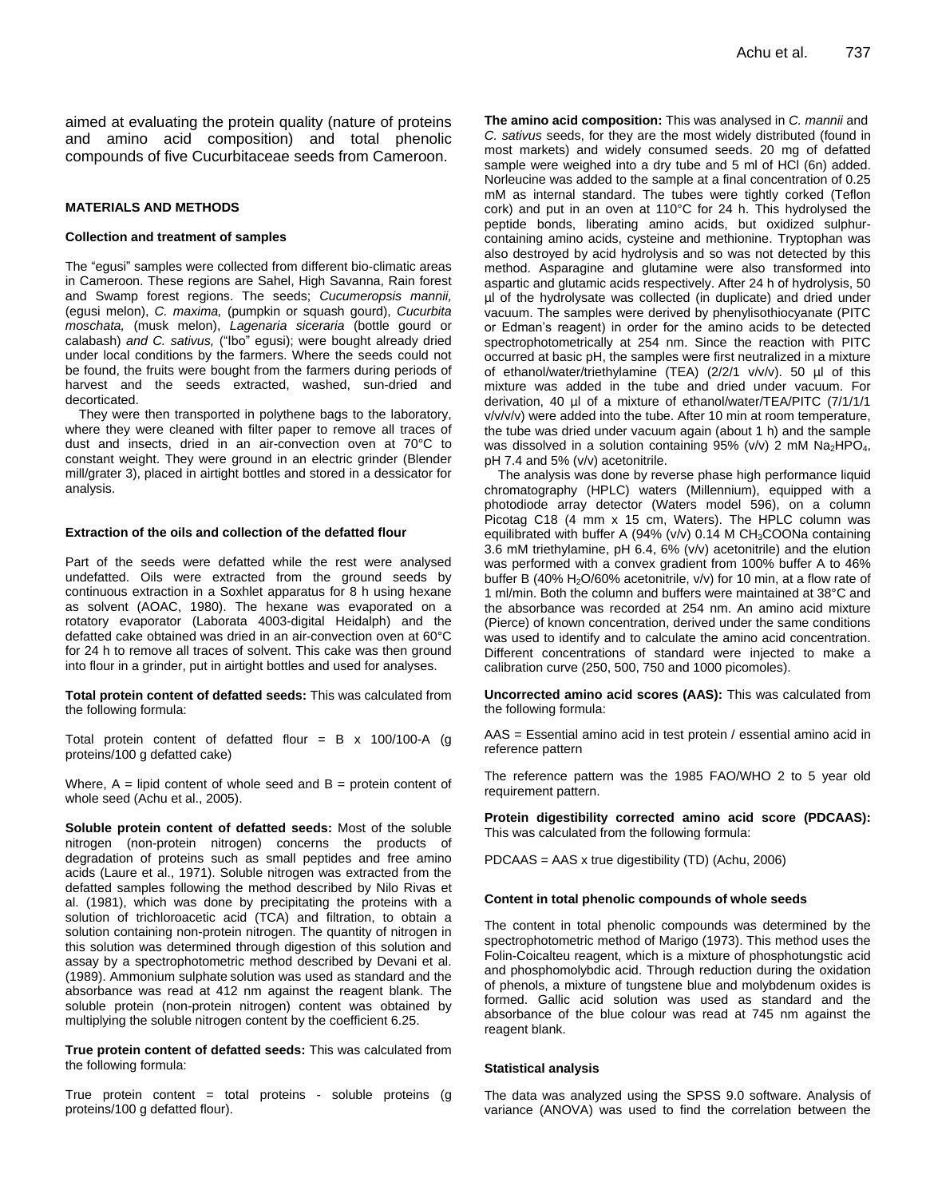aimed at evaluating the protein quality (nature of proteins and amino acid composition) and total phenolic compounds of five Cucurbitaceae seeds from Cameroon.

## MATERIALS AND METHODS

### Collection and treatment of samples

The "egusi" samples were collected from different bio-climatic areas in Cameroon. These regions are Sahel, High Savanna, Rain forest and Swamp forest regions. The seeds; *Cucumeropsis mannii,* (egusi melon), *C. maxima,* (pumpkin or squash gourd), *Cucurbita moschata,* (musk melon), *Lagenaria siceraria* (bottle gourd or calabash) *and C. sativus,* ("Ibo" egusi); were bought already dried under local conditions by the farmers. Where the seeds could not be found, the fruits were bought from the farmers during periods of harvest and the seeds extracted, washed, sun-dried and decorticated.

They were then transported in polythene bags to the laboratory, where they were cleaned with filter paper to remove all traces of dust and insects, dried in an air-convection oven at 70°C to constant weight. They were ground in an electric grinder (Blender mill/grater 3), placed in airtight bottles and stored in a dessicator for analysis.

### Extraction of the oils and collection of the defatted flour

Part of the seeds were defatted while the rest were analysed undefatted. Oils were extracted from the ground seeds by continuous extraction in a Soxhlet apparatus for 8 h using hexane as solvent (AOAC, 1980). The hexane was evaporated on a rotatory evaporator (Laborata 4003-digital Heidalph) and the defatted cake obtained was dried in an air-convection oven at 60°C for 24 h to remove all traces of solvent. This cake was then ground into flour in a grinder, put in airtight bottles and used for analyses.

**Total protein content of defatted seeds:** This was calculated from the following formula:

Total protein content of defatted flour = B x 100/100-A (g proteins/100 g defatted cake)

Where, A = lipid content of whole seed and B = protein content of whole seed (Achu et al., 2005).

**Soluble protein content of defatted seeds:** Most of the soluble nitrogen (non-protein nitrogen) concerns the products of degradation of proteins such as small peptides and free amino acids (Laure et al., 1971). Soluble nitrogen was extracted from the defatted samples following the method described by Nilo Rivas et al. (1981), which was done by precipitating the proteins with a solution of trichloroacetic acid (TCA) and filtration, to obtain a solution containing non-protein nitrogen. The quantity of nitrogen in this solution was determined through digestion of this solution and assay by a spectrophotometric method described by Devani et al. (1989). Ammonium sulphate solution was used as standard and the absorbance was read at 412 nm against the reagent blank. The soluble protein (non-protein nitrogen) content was obtained by multiplying the soluble nitrogen content by the coefficient 6.25.

**True protein content of defatted seeds:** This was calculated from the following formula:

True protein content = total proteins - soluble proteins (g proteins/100 g defatted flour).

**The amino acid composition:** This was analysed in *C. mannii* and *C. sativus* seeds, for they are the most widely distributed (found in most markets) and widely consumed seeds. 20 mg of defatted sample were weighed into a dry tube and 5 ml of HCl (6n) added. Norleucine was added to the sample at a final concentration of 0.25 mM as internal standard. The tubes were tightly corked (Teflon cork) and put in an oven at 110°C for 24 h. This hydrolysed the peptide bonds, liberating amino acids, but oxidized sulphur-containing amino acids, cysteine and methionine. Tryptophan was also destroyed by acid hydrolysis and so was not detected by this method. Asparagine and glutamine were also transformed into aspartic and glutamic acids respectively. After 24 h of hydrolysis, 50 µl of the hydrolysate was collected (in duplicate) and dried under vacuum. The samples were derived by phenylisothiocyanate (PITC or Edman's reagent) in order for the amino acids to be detected spectrophotometrically at 254 nm. Since the reaction with PITC occurred at basic pH, the samples were first neutralized in a mixture of ethanol/water/triethylamine (TEA) (2/2/1 v/v/v). 50 µl of this mixture was added in the tube and dried under vacuum. For derivation, 40 µl of a mixture of ethanol/water/TEA/PITC (7/1/1/1 v/v/v/v) were added into the tube. After 10 min at room temperature, the tube was dried under vacuum again (about 1 h) and the sample was dissolved in a solution containing 95% (v/v) 2 mM $Na_2HPO_4$, pH 7.4 and 5% (v/v) acetonitrile.

The analysis was done by reverse phase high performance liquid chromatography (HPLC) waters (Millennium), equipped with a photodiode array detector (Waters model 596), on a column Picotag C18 (4 mm x 15 cm, Waters). The HPLC column was equilibrated with buffer A (94% (v/v) 0.14 M $CH_3COONa$ containing 3.6 mM triethylamine, pH 6.4, 6% (v/v) acetonitrile) and the elution was performed with a convex gradient from 100% buffer A to 46% buffer B (40% $H_2O$/60% acetonitrile, v/v) for 10 min, at a flow rate of 1 ml/min. Both the column and buffers were maintained at 38°C and the absorbance was recorded at 254 nm. An amino acid mixture (Pierce) of known concentration, derived under the same conditions was used to identify and to calculate the amino acid concentration. Different concentrations of standard were injected to make a calibration curve (250, 500, 750 and 1000 picomoles).

**Uncorrected amino acid scores (AAS):** This was calculated from the following formula:

AAS = Essential amino acid in test protein / essential amino acid in reference pattern

The reference pattern was the 1985 FAO/WHO 2 to 5 year old requirement pattern.

**Protein digestibility corrected amino acid score (PDCAAS):** This was calculated from the following formula:

PDCAAS = AAS x true digestibility (TD) (Achu, 2006)

### Content in total phenolic compounds of whole seeds

The content in total phenolic compounds was determined by the spectrophotometric method of Marigo (1973). This method uses the Folin-Coicalteu reagent, which is a mixture of phosphotungstic acid and phosphomolybdic acid. Through reduction during the oxidation of phenols, a mixture of tungstene blue and molybdenum oxides is formed. Gallic acid solution was used as standard and the absorbance of the blue colour was read at 745 nm against the reagent blank.

### Statistical analysis

The data was analyzed using the SPSS 9.0 software. Analysis of variance (ANOVA) was used to find the correlation between the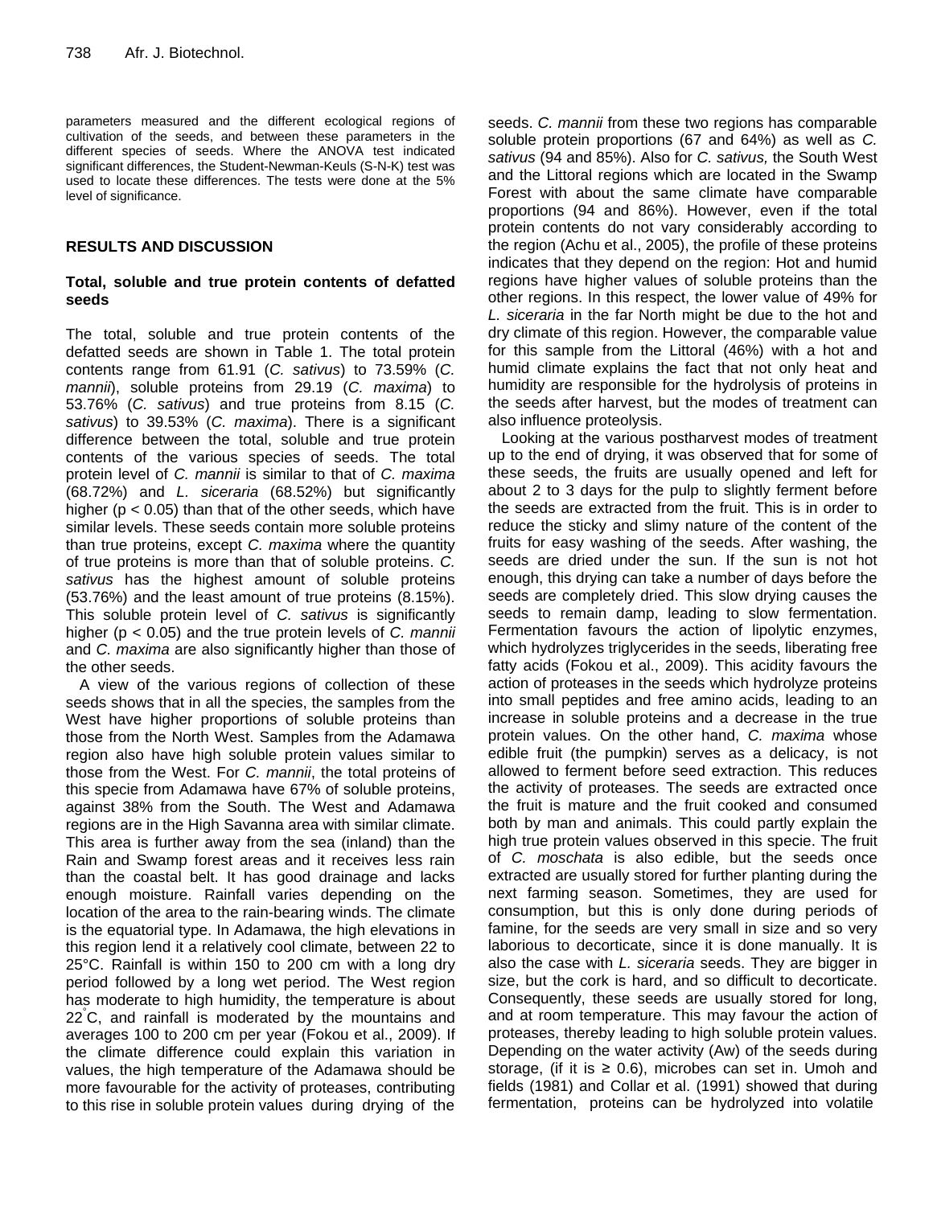parameters measured and the different ecological regions of cultivation of the seeds, and between these parameters in the different species of seeds. Where the ANOVA test indicated significant differences, the Student-Newman-Keuls (S-N-K) test was used to locate these differences. The tests were done at the 5% level of significance.

## RESULTS AND DISCUSSION

### Total, soluble and true protein contents of defatted seeds

The total, soluble and true protein contents of the defatted seeds are shown in Table 1. The total protein contents range from 61.91 (*C. sativus*) to 73.59% (*C. mannii*), soluble proteins from 29.19 (*C. maxima*) to 53.76% (*C. sativus*) and true proteins from 8.15 (*C. sativus*) to 39.53% (*C. maxima*). There is a significant difference between the total, soluble and true protein contents of the various species of seeds. The total protein level of *C. mannii* is similar to that of *C. maxima* (68.72%) and *L. siceraria* (68.52%) but significantly higher ($p < 0.05$) than that of the other seeds, which have similar levels. These seeds contain more soluble proteins than true proteins, except *C. maxima* where the quantity of true proteins is more than that of soluble proteins. *C. sativus* has the highest amount of soluble proteins (53.76%) and the least amount of true proteins (8.15%). This soluble protein level of *C. sativus* is significantly higher ($p < 0.05$) and the true protein levels of *C. mannii* and *C. maxima* are also significantly higher than those of the other seeds.

A view of the various regions of collection of these seeds shows that in all the species, the samples from the West have higher proportions of soluble proteins than those from the North West. Samples from the Adamawa region also have high soluble protein values similar to those from the West. For *C. mannii*, the total proteins of this specie from Adamawa have 67% of soluble proteins, against 38% from the South. The West and Adamawa regions are in the High Savanna area with similar climate. This area is further away from the sea (inland) than the Rain and Swamp forest areas and it receives less rain than the coastal belt. It has good drainage and lacks enough moisture. Rainfall varies depending on the location of the area to the rain-bearing winds. The climate is the equatorial type. In Adamawa, the high elevations in this region lend it a relatively cool climate, between 22 to 25°C. Rainfall is within 150 to 200 cm with a long dry period followed by a long wet period. The West region has moderate to high humidity, the temperature is about 22°C, and rainfall is moderated by the mountains and averages 100 to 200 cm per year (Fokou et al., 2009). If the climate difference could explain this variation in values, the high temperature of the Adamawa should be more favourable for the activity of proteases, contributing to this rise in soluble protein values during drying of the seeds. *C. mannii* from these two regions has comparable soluble protein proportions (67 and 64%) as well as *C. sativus* (94 and 85%). Also for *C. sativus,* the South West and the Littoral regions which are located in the Swamp Forest with about the same climate have comparable proportions (94 and 86%). However, even if the total protein contents do not vary considerably according to the region (Achu et al., 2005), the profile of these proteins indicates that they depend on the region: Hot and humid regions have higher values of soluble proteins than the other regions. In this respect, the lower value of 49% for *L. siceraria* in the far North might be due to the hot and dry climate of this region. However, the comparable value for this sample from the Littoral (46%) with a hot and humid climate explains the fact that not only heat and humidity are responsible for the hydrolysis of proteins in the seeds after harvest, but the modes of treatment can also influence proteolysis.

Looking at the various postharvest modes of treatment up to the end of drying, it was observed that for some of these seeds, the fruits are usually opened and left for about 2 to 3 days for the pulp to slightly ferment before the seeds are extracted from the fruit. This is in order to reduce the sticky and slimy nature of the content of the fruits for easy washing of the seeds. After washing, the seeds are dried under the sun. If the sun is not hot enough, this drying can take a number of days before the seeds are completely dried. This slow drying causes the seeds to remain damp, leading to slow fermentation. Fermentation favours the action of lipolytic enzymes, which hydrolyzes triglycerides in the seeds, liberating free fatty acids (Fokou et al., 2009). This acidity favours the action of proteases in the seeds which hydrolyze proteins into small peptides and free amino acids, leading to an increase in soluble proteins and a decrease in the true protein values. On the other hand, *C. maxima* whose edible fruit (the pumpkin) serves as a delicacy, is not allowed to ferment before seed extraction. This reduces the activity of proteases. The seeds are extracted once the fruit is mature and the fruit cooked and consumed both by man and animals. This could partly explain the high true protein values observed in this specie. The fruit of *C. moschata* is also edible, but the seeds once extracted are usually stored for further planting during the next farming season. Sometimes, they are used for consumption, but this is only done during periods of famine, for the seeds are very small in size and so very laborious to decorticate, since it is done manually. It is also the case with *L. siceraria* seeds. They are bigger in size, but the cork is hard, and so difficult to decorticate. Consequently, these seeds are usually stored for long, and at room temperature. This may favour the action of proteases, thereby leading to high soluble protein values. Depending on the water activity (Aw) of the seeds during storage, (if it is $\geq 0.6$), microbes can set in. Umoh and fields (1981) and Collar et al. (1991) showed that during fermentation, proteins can be hydrolyzed into volatile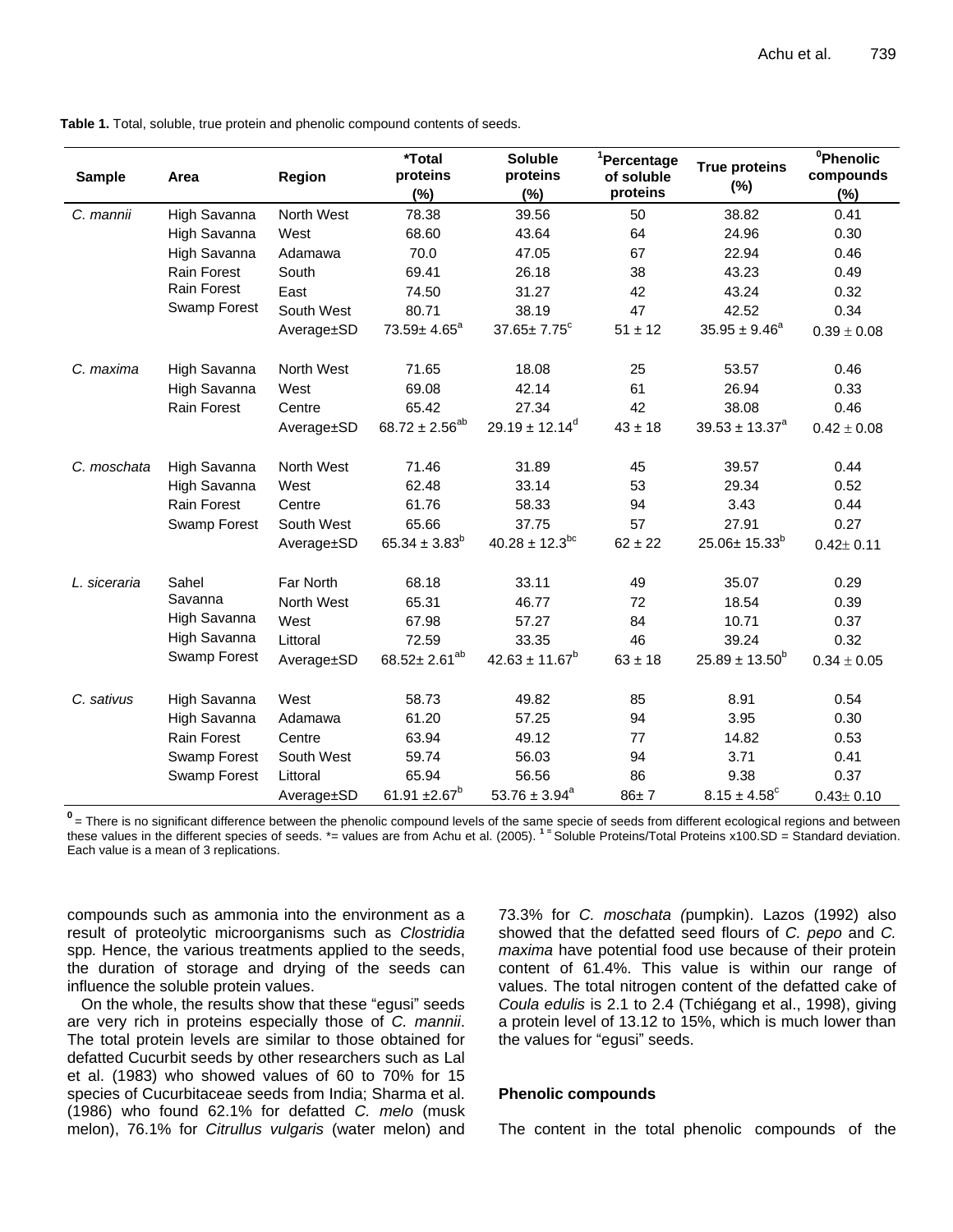**Table 1.** Total, soluble, true protein and phenolic compound contents of seeds.

| Sample | Area | Region | *Total proteins (%) | Soluble proteins (%) | [1]Percentage of soluble proteins | True proteins (%) | [0]Phenolic compounds (%) |
|---|---|---|---|---|---|---|---|
| *C. mannii* | High Savanna | North West | 78.38 | 39.56 | 50 | 38.82 | 0.41 |
| | High Savanna | West | 68.60 | 43.64 | 64 | 24.96 | 0.30 |
| | High Savanna | Adamawa | 70.0 | 47.05 | 67 | 22.94 | 0.46 |
| | Rain Forest | South | 69.41 | 26.18 | 38 | 43.23 | 0.49 |
| | Rain Forest | East | 74.50 | 31.27 | 42 | 43.24 | 0.32 |
| | Swamp Forest | South West | 80.71 | 38.19 | 47 | 42.52 | 0.34 |
| | | Average±SD | 73.59± 4.65[a] | 37.65± 7.75[c] | 51 ± 12 | 35.95 ± 9.46[a] | 0.39 ± 0.08 |
| *C. maxima* | High Savanna | North West | 71.65 | 18.08 | 25 | 53.57 | 0.46 |
| | High Savanna | West | 69.08 | 42.14 | 61 | 26.94 | 0.33 |
| | Rain Forest | Centre | 65.42 | 27.34 | 42 | 38.08 | 0.46 |
| | | Average±SD | 68.72 ± 2.56[ab] | 29.19 ± 12.14[d] | 43 ± 18 | 39.53 ± 13.37[a] | 0.42 ± 0.08 |
| *C. moschata* | High Savanna | North West | 71.46 | 31.89 | 45 | 39.57 | 0.44 |
| | High Savanna | West | 62.48 | 33.14 | 53 | 29.34 | 0.52 |
| | Rain Forest | Centre | 61.76 | 58.33 | 94 | 3.43 | 0.44 |
| | Swamp Forest | South West | 65.66 | 37.75 | 57 | 27.91 | 0.27 |
| | | Average±SD | 65.34 ± 3.83[b] | 40.28 ± 12.3[bc] | 62 ± 22 | 25.06± 15.33[b] | 0.42± 0.11 |
| *L. siceraria* | Sahel Savanna | Far North | 68.18 | 33.11 | 49 | 35.07 | 0.29 |
| | High Savanna | North West | 65.31 | 46.77 | 72 | 18.54 | 0.39 |
| | High Savanna | West | 67.98 | 57.27 | 84 | 10.71 | 0.37 |
| | Swamp Forest | Littoral | 72.59 | 33.35 | 46 | 39.24 | 0.32 |
| | | Average±SD | 68.52± 2.61[ab] | 42.63 ± 11.67[b] | 63 ± 18 | 25.89 ± 13.50[b] | 0.34 ± 0.05 |
| *C. sativus* | High Savanna | West | 58.73 | 49.82 | 85 | 8.91 | 0.54 |
| | High Savanna | Adamawa | 61.20 | 57.25 | 94 | 3.95 | 0.30 |
| | Rain Forest | Centre | 63.94 | 49.12 | 77 | 14.82 | 0.53 |
| | Swamp Forest | South West | 59.74 | 56.03 | 94 | 3.71 | 0.41 |
| | Swamp Forest | Littoral | 65.94 | 56.56 | 86 | 9.38 | 0.37 |
| | | Average±SD | 61.91 ±2.67[b] | 53.76 ± 3.94[a] | 86± 7 | 8.15 ± 4.58[c] | 0.43± 0.10 |

[0] = There is no significant difference between the phenolic compound levels of the same specie of seeds from different ecological regions and between these values in the different species of seeds. *= values are from Achu et al. (2005). [1] = Soluble Proteins/Total Proteins x100.SD = Standard deviation. Each value is a mean of 3 replications.

compounds such as ammonia into the environment as a result of proteolytic microorganisms such as *Clostridia* spp. Hence, the various treatments applied to the seeds, the duration of storage and drying of the seeds can influence the soluble protein values.

On the whole, the results show that these "egusi" seeds are very rich in proteins especially those of *C. mannii*. The total protein levels are similar to those obtained for defatted Cucurbit seeds by other researchers such as Lal et al. (1983) who showed values of 60 to 70% for 15 species of Cucurbitaceae seeds from India; Sharma et al. (1986) who found 62.1% for defatted *C. melo* (musk melon), 76.1% for *Citrullus vulgaris* (water melon) and 73.3% for *C. moschata (*pumpkin). Lazos (1992) also showed that the defatted seed flours of *C. pepo* and *C. maxima* have potential food use because of their protein content of 61.4%. This value is within our range of values. The total nitrogen content of the defatted cake of *Coula edulis* is 2.1 to 2.4 (Tchiégang et al., 1998), giving a protein level of 13.12 to 15%, which is much lower than the values for "egusi" seeds.

### Phenolic compounds

The content in the total phenolic compounds of the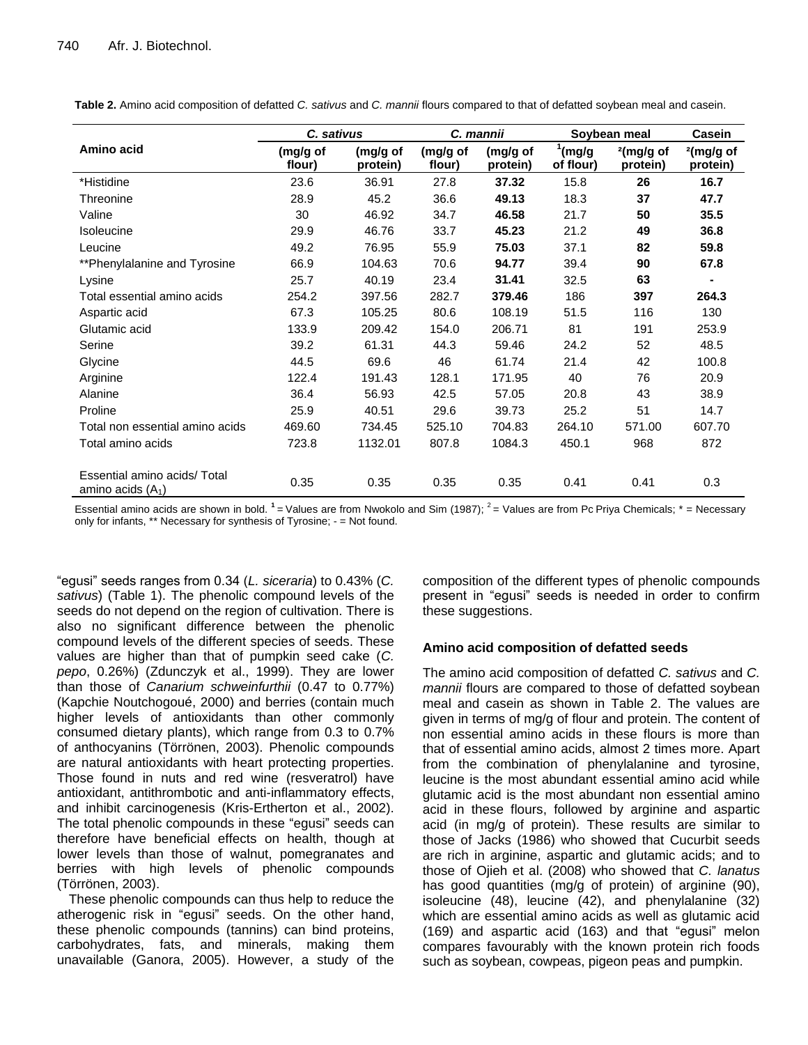**Table 2.** Amino acid composition of defatted *C. sativus* and *C. mannii* flours compared to that of defatted soybean meal and casein.

| Amino acid | *C. sativus* | | *C. mannii* | | Soybean meal | | Casein |
|---|---|---|---|---|---|---|---|
| | (mg/g of flour) | (mg/g of protein) | (mg/g of flour) | (mg/g of protein) | [1](mg/g of flour) | [2](mg/g of protein) | [2](mg/g of protein) |
| *Histidine | 23.6 | 36.91 | 27.8 | **37.32** | 15.8 | **26** | **16.7** |
| Threonine | 28.9 | 45.2 | 36.6 | **49.13** | 18.3 | **37** | **47.7** |
| Valine | 30 | 46.92 | 34.7 | **46.58** | 21.7 | **50** | **35.5** |
| Isoleucine | 29.9 | 46.76 | 33.7 | **45.23** | 21.2 | **49** | **36.8** |
| Leucine | 49.2 | 76.95 | 55.9 | **75.03** | 37.1 | **82** | **59.8** |
| **Phenylalanine and Tyrosine | 66.9 | 104.63 | 70.6 | **94.77** | 39.4 | **90** | **67.8** |
| Lysine | 25.7 | 40.19 | 23.4 | **31.41** | 32.5 | **63** | **-** |
| Total essential amino acids | 254.2 | 397.56 | 282.7 | **379.46** | 186 | **397** | **264.3** |
| Aspartic acid | 67.3 | 105.25 | 80.6 | 108.19 | 51.5 | 116 | 130 |
| Glutamic acid | 133.9 | 209.42 | 154.0 | 206.71 | 81 | 191 | 253.9 |
| Serine | 39.2 | 61.31 | 44.3 | 59.46 | 24.2 | 52 | 48.5 |
| Glycine | 44.5 | 69.6 | 46 | 61.74 | 21.4 | 42 | 100.8 |
| Arginine | 122.4 | 191.43 | 128.1 | 171.95 | 40 | 76 | 20.9 |
| Alanine | 36.4 | 56.93 | 42.5 | 57.05 | 20.8 | 43 | 38.9 |
| Proline | 25.9 | 40.51 | 29.6 | 39.73 | 25.2 | 51 | 14.7 |
| Total non essential amino acids | 469.60 | 734.45 | 525.10 | 704.83 | 264.10 | 571.00 | 607.70 |
| Total amino acids | 723.8 | 1132.01 | 807.8 | 1084.3 | 450.1 | 968 | 872 |
| Essential amino acids/ Total amino acids ($A_1$) | 0.35 | 0.35 | 0.35 | 0.35 | 0.41 | 0.41 | 0.3 |

Essential amino acids are shown in bold. [1] = Values are from Nwokolo and Sim (1987); [2] = Values are from Pc Priya Chemicals; * = Necessary only for infants, ** Necessary for synthesis of Tyrosine; - = Not found.

"egusi" seeds ranges from 0.34 (*L. siceraria*) to 0.43% (*C. sativus*) (Table 1). The phenolic compound levels of the seeds do not depend on the region of cultivation. There is also no significant difference between the phenolic compound levels of the different species of seeds. These values are higher than that of pumpkin seed cake (*C. pepo*, 0.26%) (Zdunczyk et al., 1999). They are lower than those of *Canarium schweinfurthii* (0.47 to 0.77%) (Kapchie Noutchogoué, 2000) and berries (contain much higher levels of antioxidants than other commonly consumed dietary plants), which range from 0.3 to 0.7% of anthocyanins (Törrönen, 2003). Phenolic compounds are natural antioxidants with heart protecting properties. Those found in nuts and red wine (resveratrol) have antioxidant, antithrombotic and anti-inflammatory effects, and inhibit carcinogenesis (Kris-Ertherton et al., 2002). The total phenolic compounds in these "egusi" seeds can therefore have beneficial effects on health, though at lower levels than those of walnut, pomegranates and berries with high levels of phenolic compounds (Törrönen, 2003).

These phenolic compounds can thus help to reduce the atherogenic risk in "egusi" seeds. On the other hand, these phenolic compounds (tannins) can bind proteins, carbohydrates, fats, and minerals, making them unavailable (Ganora, 2005). However, a study of the composition of the different types of phenolic compounds present in "egusi" seeds is needed in order to confirm these suggestions.

### Amino acid composition of defatted seeds

The amino acid composition of defatted *C. sativus* and *C. mannii* flours are compared to those of defatted soybean meal and casein as shown in Table 2. The values are given in terms of mg/g of flour and protein. The content of non essential amino acids in these flours is more than that of essential amino acids, almost 2 times more. Apart from the combination of phenylalanine and tyrosine, leucine is the most abundant essential amino acid while glutamic acid is the most abundant non essential amino acid in these flours, followed by arginine and aspartic acid (in mg/g of protein). These results are similar to those of Jacks (1986) who showed that Cucurbit seeds are rich in arginine, aspartic and glutamic acids; and to those of Ojieh et al. (2008) who showed that *C. lanatus* has good quantities (mg/g of protein) of arginine (90), isoleucine (48), leucine (42), and phenylalanine (32) which are essential amino acids as well as glutamic acid (169) and aspartic acid (163) and that "egusi" melon compares favourably with the known protein rich foods such as soybean, cowpeas, pigeon peas and pumpkin.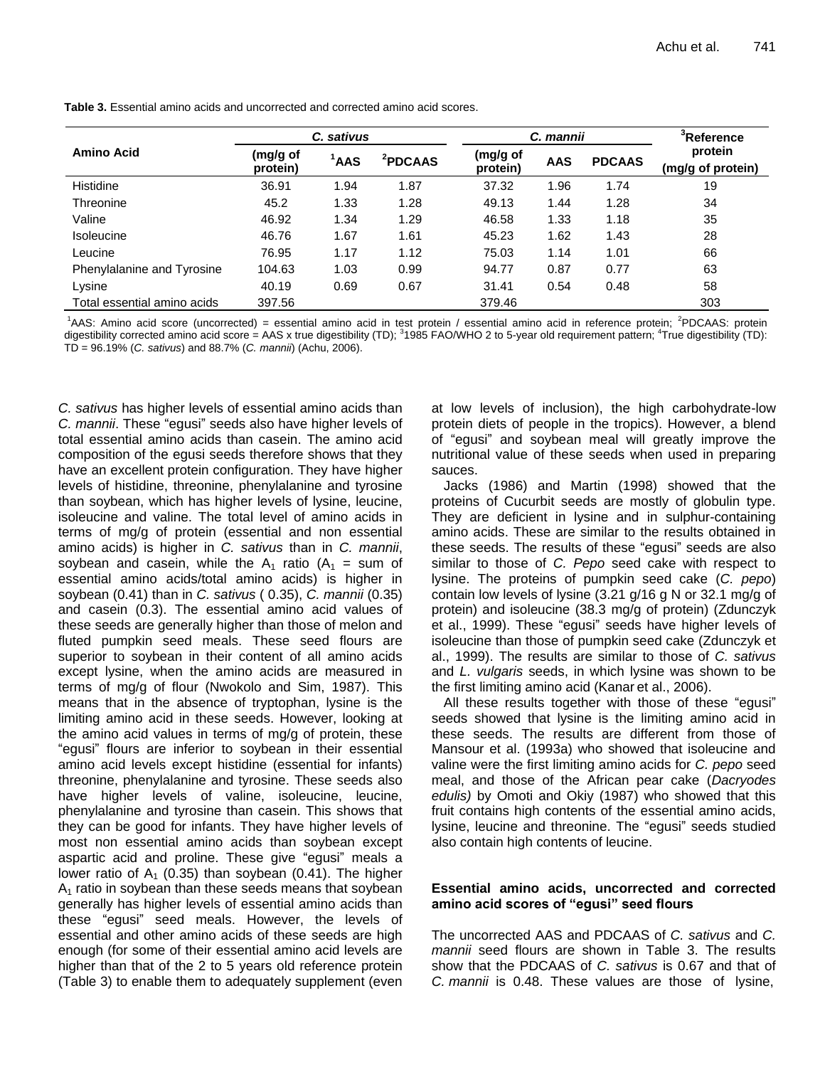**Table 3.** Essential amino acids and uncorrected and corrected amino acid scores.

| Amino Acid | *C. sativus* | | | *C. mannii* | | | [3]Reference protein (mg/g of protein) |
|---|---|---|---|---|---|---|---|
| | (mg/g of protein) | [1]AAS | [2]PDCAAS | (mg/g of protein) | AAS | PDCAAS | |
| Histidine | 36.91 | 1.94 | 1.87 | 37.32 | 1.96 | 1.74 | 19 |
| Threonine | 45.2 | 1.33 | 1.28 | 49.13 | 1.44 | 1.28 | 34 |
| Valine | 46.92 | 1.34 | 1.29 | 46.58 | 1.33 | 1.18 | 35 |
| Isoleucine | 46.76 | 1.67 | 1.61 | 45.23 | 1.62 | 1.43 | 28 |
| Leucine | 76.95 | 1.17 | 1.12 | 75.03 | 1.14 | 1.01 | 66 |
| Phenylalanine and Tyrosine | 104.63 | 1.03 | 0.99 | 94.77 | 0.87 | 0.77 | 63 |
| Lysine | 40.19 | 0.69 | 0.67 | 31.41 | 0.54 | 0.48 | 58 |
| Total essential amino acids | 397.56 | | | 379.46 | | | 303 |

[1]AAS: Amino acid score (uncorrected) = essential amino acid in test protein / essential amino acid in reference protein; [2]PDCAAS: protein digestibility corrected amino acid score = AAS x true digestibility (TD); [3]1985 FAO/WHO 2 to 5-year old requirement pattern; [4]True digestibility (TD): TD = 96.19% (*C. sativus*) and 88.7% (*C. mannii*) (Achu, 2006).

*C. sativus* has higher levels of essential amino acids than *C. mannii*. These "egusi" seeds also have higher levels of total essential amino acids than casein. The amino acid composition of the egusi seeds therefore shows that they have an excellent protein configuration. They have higher levels of histidine, threonine, phenylalanine and tyrosine than soybean, which has higher levels of lysine, leucine, isoleucine and valine. The total level of amino acids in terms of mg/g of protein (essential and non essential amino acids) is higher in *C. sativus* than in *C. mannii*, soybean and casein, while the $A_1$ ratio ($A_1$ = sum of essential amino acids/total amino acids) is higher in soybean (0.41) than in *C. sativus* ( 0.35), *C. mannii* (0.35) and casein (0.3). The essential amino acid values of these seeds are generally higher than those of melon and fluted pumpkin seed meals. These seed flours are superior to soybean in their content of all amino acids except lysine, when the amino acids are measured in terms of mg/g of flour (Nwokolo and Sim, 1987). This means that in the absence of tryptophan, lysine is the limiting amino acid in these seeds. However, looking at the amino acid values in terms of mg/g of protein, these "egusi" flours are inferior to soybean in their essential amino acid levels except histidine (essential for infants) threonine, phenylalanine and tyrosine. These seeds also have higher levels of valine, isoleucine, leucine, phenylalanine and tyrosine than casein. This shows that they can be good for infants. They have higher levels of most non essential amino acids than soybean except aspartic acid and proline. These give "egusi" meals a lower ratio of $A_1$ (0.35) than soybean (0.41). The higher $A_1$ ratio in soybean than these seeds means that soybean generally has higher levels of essential amino acids than these "egusi" seed meals. However, the levels of essential and other amino acids of these seeds are high enough (for some of their essential amino acid levels are higher than that of the 2 to 5 years old reference protein (Table 3) to enable them to adequately supplement (even at low levels of inclusion), the high carbohydrate-low protein diets of people in the tropics). However, a blend of "egusi" and soybean meal will greatly improve the nutritional value of these seeds when used in preparing sauces.

Jacks (1986) and Martin (1998) showed that the proteins of Cucurbit seeds are mostly of globulin type. They are deficient in lysine and in sulphur-containing amino acids. These are similar to the results obtained in these seeds. The results of these "egusi" seeds are also similar to those of *C. Pepo* seed cake with respect to lysine. The proteins of pumpkin seed cake (*C. pepo*) contain low levels of lysine (3.21 g/16 g N or 32.1 mg/g of protein) and isoleucine (38.3 mg/g of protein) (Zdunczyk et al., 1999). These "egusi" seeds have higher levels of isoleucine than those of pumpkin seed cake (Zdunczyk et al., 1999). The results are similar to those of *C. sativus* and *L. vulgaris* seeds, in which lysine was shown to be the first limiting amino acid (Kanar et al., 2006).

All these results together with those of these "egusi" seeds showed that lysine is the limiting amino acid in these seeds. The results are different from those of Mansour et al. (1993a) who showed that isoleucine and valine were the first limiting amino acids for *C. pepo* seed meal, and those of the African pear cake (*Dacryodes edulis)* by Omoti and Okiy (1987) who showed that this fruit contains high contents of the essential amino acids, lysine, leucine and threonine. The "egusi" seeds studied also contain high contents of leucine.

### Essential amino acids, uncorrected and corrected amino acid scores of "egusi" seed flours

The uncorrected AAS and PDCAAS of *C. sativus* and *C. mannii* seed flours are shown in Table 3. The results show that the PDCAAS of *C. sativus* is 0.67 and that of *C. mannii* is 0.48. These values are those of lysine,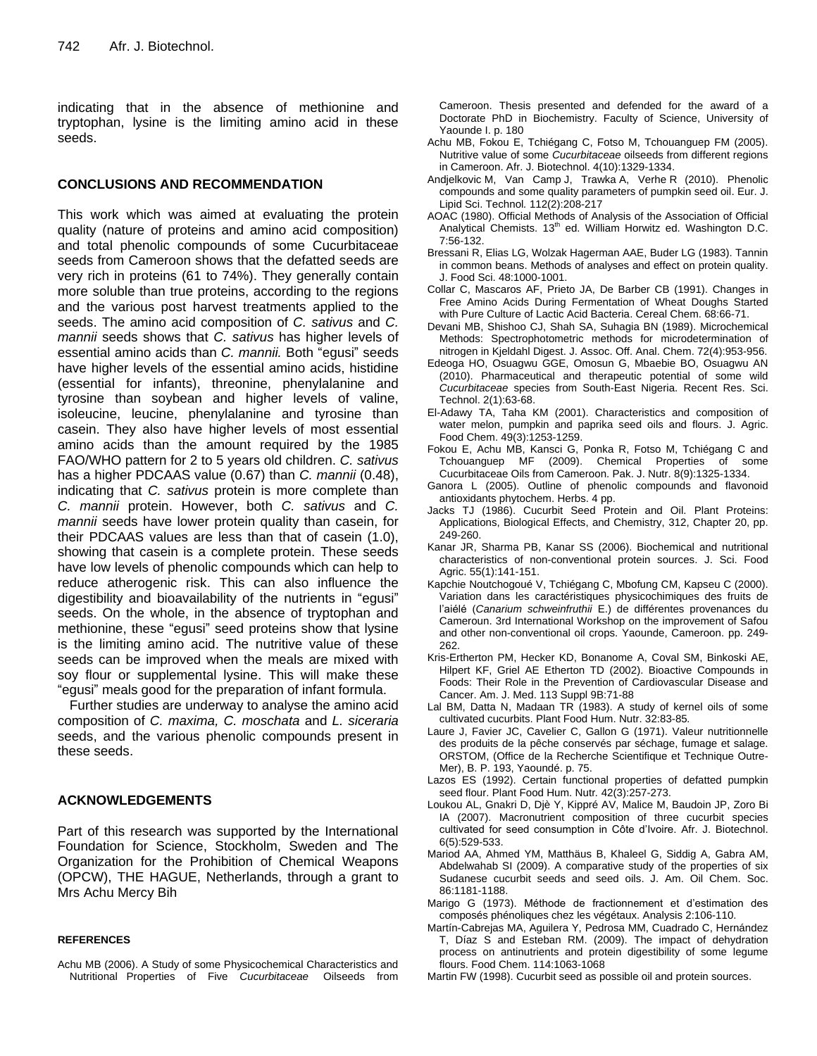indicating that in the absence of methionine and tryptophan, lysine is the limiting amino acid in these seeds.

## CONCLUSIONS AND RECOMMENDATION

This work which was aimed at evaluating the protein quality (nature of proteins and amino acid composition) and total phenolic compounds of some Cucurbitaceae seeds from Cameroon shows that the defatted seeds are very rich in proteins (61 to 74%). They generally contain more soluble than true proteins, according to the regions and the various post harvest treatments applied to the seeds. The amino acid composition of *C. sativus* and *C. mannii* seeds shows that *C. sativus* has higher levels of essential amino acids than *C. mannii.* Both "egusi" seeds have higher levels of the essential amino acids, histidine (essential for infants), threonine, phenylalanine and tyrosine than soybean and higher levels of valine, isoleucine, leucine, phenylalanine and tyrosine than casein. They also have higher levels of most essential amino acids than the amount required by the 1985 FAO/WHO pattern for 2 to 5 years old children. *C. sativus* has a higher PDCAAS value (0.67) than *C. mannii* (0.48), indicating that *C. sativus* protein is more complete than *C. mannii* protein. However, both *C. sativus* and *C. mannii* seeds have lower protein quality than casein, for their PDCAAS values are less than that of casein (1.0), showing that casein is a complete protein. These seeds have low levels of phenolic compounds which can help to reduce atherogenic risk. This can also influence the digestibility and bioavailability of the nutrients in "egusi" seeds. On the whole, in the absence of tryptophan and methionine, these "egusi" seed proteins show that lysine is the limiting amino acid. The nutritive value of these seeds can be improved when the meals are mixed with soy flour or supplemental lysine. This will make these "egusi" meals good for the preparation of infant formula.

Further studies are underway to analyse the amino acid composition of *C. maxima, C. moschata* and *L. siceraria* seeds, and the various phenolic compounds present in these seeds.

## ACKNOWLEDGEMENTS

Part of this research was supported by the International Foundation for Science, Stockholm, Sweden and The Organization for the Prohibition of Chemical Weapons (OPCW), THE HAGUE, Netherlands, through a grant to Mrs Achu Mercy Bih

## REFERENCES

Achu MB (2006). A Study of some Physicochemical Characteristics and Nutritional Properties of Five *Cucurbitaceae* Oilseeds from Cameroon. Thesis presented and defended for the award of a Doctorate PhD in Biochemistry. Faculty of Science, University of Yaounde I. p. 180

Achu MB, Fokou E, Tchiégang C, Fotso M, Tchouanguep FM (2005). Nutritive value of some *Cucurbitaceae* oilseeds from different regions in Cameroon. Afr. J. Biotechnol. 4(10):1329-1334.

Andjelkovic M, Van Camp J, Trawka A, Verhe R (2010). Phenolic compounds and some quality parameters of pumpkin seed oil. Eur. J. Lipid Sci. Technol. 112(2):208-217

AOAC (1980). Official Methods of Analysis of the Association of Official Analytical Chemists. 13th ed. William Horwitz ed. Washington D.C. 7:56-132.

Bressani R, Elias LG, Wolzak Hagerman AAE, Buder LG (1983). Tannin in common beans. Methods of analyses and effect on protein quality. J. Food Sci. 48:1000-1001.

Collar C, Mascaros AF, Prieto JA, De Barber CB (1991). Changes in Free Amino Acids During Fermentation of Wheat Doughs Started with Pure Culture of Lactic Acid Bacteria. Cereal Chem. 68:66-71.

Devani MB, Shishoo CJ, Shah SA, Suhagia BN (1989). Microchemical Methods: Spectrophotometric methods for microdetermination of nitrogen in Kjeldahl Digest. J. Assoc. Off. Anal. Chem. 72(4):953-956.

Edeoga HO, Osuagwu GGE, Omosun G, Mbaebie BO, Osuagwu AN (2010). Pharmaceutical and therapeutic potential of some wild *Cucurbitaceae* species from South-East Nigeria. Recent Res. Sci. Technol. 2(1):63-68.

El-Adawy TA, Taha KM (2001). Characteristics and composition of water melon, pumpkin and paprika seed oils and flours. J. Agric. Food Chem. 49(3):1253-1259.

Fokou E, Achu MB, Kansci G, Ponka R, Fotso M, Tchiégang C and Tchouanguep MF (2009). Chemical Properties of some Cucurbitaceae Oils from Cameroon. Pak. J. Nutr. 8(9):1325-1334.

Ganora L (2005). Outline of phenolic compounds and flavonoid antioxidants phytochem. Herbs. 4 pp.

Jacks TJ (1986). Cucurbit Seed Protein and Oil. Plant Proteins: Applications, Biological Effects, and Chemistry, 312, Chapter 20, pp. 249-260.

Kanar JR, Sharma PB, Kanar SS (2006). Biochemical and nutritional characteristics of non-conventional protein sources. J. Sci. Food Agric. 55(1):141-151.

Kapchie Noutchogoué V, Tchiégang C, Mbofung CM, Kapseu C (2000). Variation dans les caractéristiques physicochimiques des fruits de l'aiélé (*Canarium schweinfruthii* E.) de différentes provenances du Cameroun. 3rd International Workshop on the improvement of Safou and other non-conventional oil crops. Yaounde, Cameroon. pp. 249-262.

Kris-Ertherton PM, Hecker KD, Bonanome A, Coval SM, Binkoski AE, Hilpert KF, Griel AE Etherton TD (2002). Bioactive Compounds in Foods: Their Role in the Prevention of Cardiovascular Disease and Cancer. Am. J. Med. 113 Suppl 9B:71-88

Lal BM, Datta N, Madaan TR (1983). A study of kernel oils of some cultivated cucurbits. Plant Food Hum. Nutr. 32:83-85.

Laure J, Favier JC, Cavelier C, Gallon G (1971). Valeur nutritionnelle des produits de la pêche conservés par séchage, fumage et salage. ORSTOM, (Office de la Recherche Scientifique et Technique Outre-Mer), B. P. 193, Yaoundé. p. 75.

Lazos ES (1992). Certain functional properties of defatted pumpkin seed flour. Plant Food Hum. Nutr. 42(3):257-273.

Loukou AL, Gnakri D, Djè Y, Kippré AV, Malice M, Baudoin JP, Zoro Bi IA (2007). Macronutrient composition of three cucurbit species cultivated for seed consumption in Côte d'Ivoire. Afr. J. Biotechnol. 6(5):529-533.

Mariod AA, Ahmed YM, Matthäus B, Khaleel G, Siddig A, Gabra AM, Abdelwahab SI (2009). A comparative study of the properties of six Sudanese cucurbit seeds and seed oils. J. Am. Oil Chem. Soc. 86:1181-1188.

Marigo G (1973). Méthode de fractionnement et d'estimation des composés phénoliques chez les végétaux. Analysis 2:106-110.

Martín-Cabrejas MA, Aguilera Y, Pedrosa MM, Cuadrado C, Hernández T, Díaz S and Esteban RM. (2009). The impact of dehydration process on antinutrients and protein digestibility of some legume flours. Food Chem. 114:1063-1068

Martin FW (1998). Cucurbit seed as possible oil and protein sources.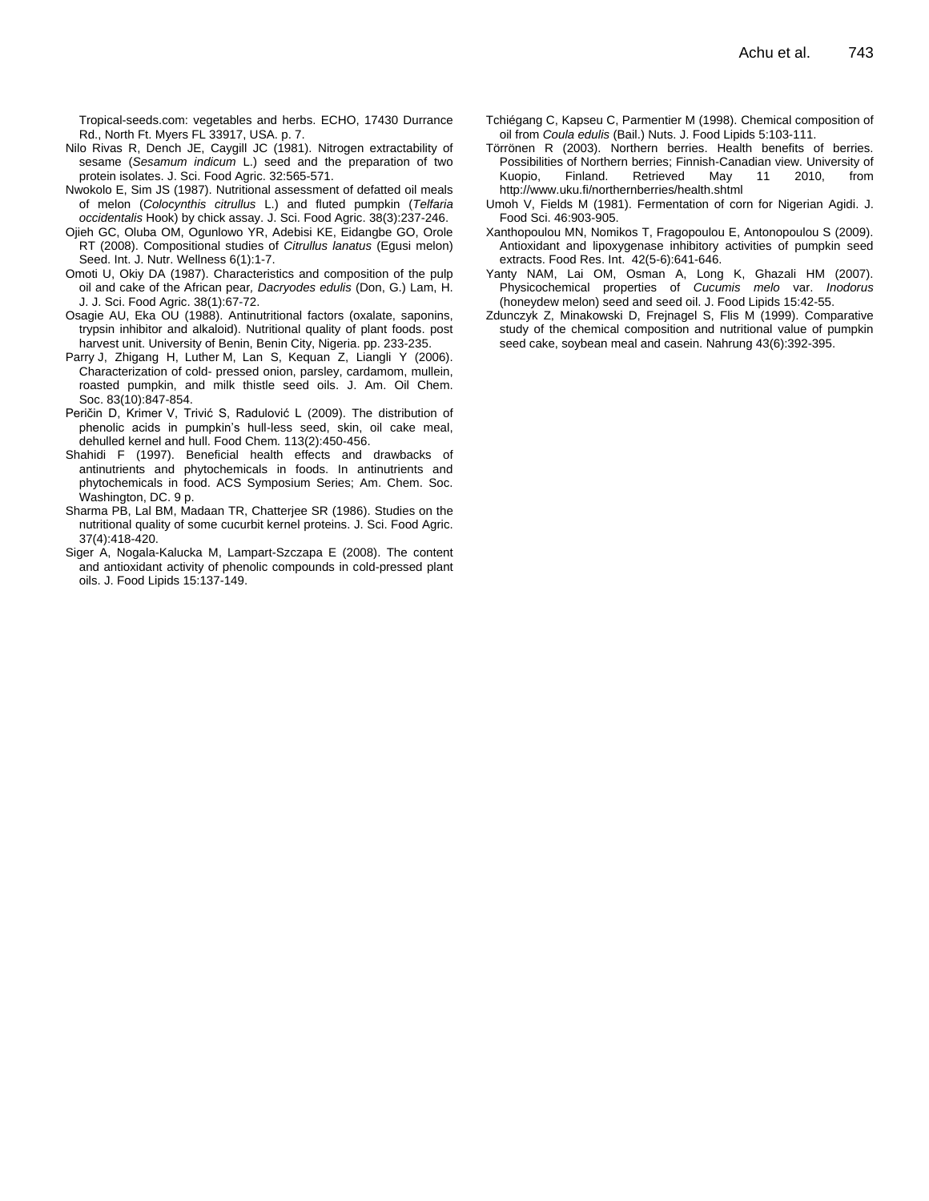Tropical-seeds.com: vegetables and herbs. ECHO, 17430 Durrance Rd., North Ft. Myers FL 33917, USA. p. 7.

Nilo Rivas R, Dench JE, Caygill JC (1981). Nitrogen extractability of sesame (*Sesamum indicum* L.) seed and the preparation of two protein isolates. J. Sci. Food Agric. 32:565-571.

Nwokolo E, Sim JS (1987). Nutritional assessment of defatted oil meals of melon (*Colocynthis citrullus* L.) and fluted pumpkin (*Telfaria occidentalis* Hook) by chick assay. J. Sci. Food Agric. 38(3):237-246.

Ojieh GC, Oluba OM, Ogunlowo YR, Adebisi KE, Eidangbe GO, Orole RT (2008). Compositional studies of *Citrullus lanatus* (Egusi melon) Seed. Int. J. Nutr. Wellness 6(1):1-7.

Omoti U, Okiy DA (1987). Characteristics and composition of the pulp oil and cake of the African pear*, Dacryodes edulis* (Don, G.) Lam, H. J. J. Sci. Food Agric. 38(1):67-72.

Osagie AU, Eka OU (1988). Antinutritional factors (oxalate, saponins, trypsin inhibitor and alkaloid). Nutritional quality of plant foods. post harvest unit. University of Benin, Benin City, Nigeria. pp. 233-235.

Parry J, Zhigang H, Luther M, Lan S, Kequan Z, Liangli Y (2006). Characterization of cold- pressed onion, parsley, cardamom, mullein, roasted pumpkin, and milk thistle seed oils. J. Am. Oil Chem. Soc. 83(10):847-854.

Peričin D, Krimer V, Trivić S, Radulović L (2009). The distribution of phenolic acids in pumpkin's hull-less seed, skin, oil cake meal, dehulled kernel and hull. Food Chem*.* 113(2):450-456.

Shahidi F (1997). Beneficial health effects and drawbacks of antinutrients and phytochemicals in foods. In antinutrients and phytochemicals in food. ACS Symposium Series; Am. Chem. Soc. Washington, DC. 9 p.

Sharma PB, Lal BM, Madaan TR, Chatterjee SR (1986). Studies on the nutritional quality of some cucurbit kernel proteins. J. Sci. Food Agric. 37(4):418-420.

Siger A, Nogala-Kalucka M, Lampart-Szczapa E (2008). The content and antioxidant activity of phenolic compounds in cold-pressed plant oils. J. Food Lipids 15:137-149.

Tchiégang C, Kapseu C, Parmentier M (1998). Chemical composition of oil from *Coula edulis* (Bail.) Nuts. J. Food Lipids 5:103-111.

Törrönen R (2003). Northern berries. Health benefits of berries. Possibilities of Northern berries; Finnish-Canadian view. University of Kuopio, Finland. Retrieved May 11 2010, from http://www.uku.fi/northernberries/health.shtml

Umoh V, Fields M (1981). Fermentation of corn for Nigerian Agidi. J. Food Sci. 46:903-905.

Xanthopoulou MN, Nomikos T, Fragopoulou E, Antonopoulou S (2009). Antioxidant and lipoxygenase inhibitory activities of pumpkin seed extracts. Food Res. Int. 42(5-6):641-646.

Yanty NAM, Lai OM, Osman A, Long K, Ghazali HM (2007). Physicochemical properties of *Cucumis melo* var. *Inodorus* (honeydew melon) seed and seed oil. J. Food Lipids 15:42-55.

Zdunczyk Z, Minakowski D, Frejnagel S, Flis M (1999). Comparative study of the chemical composition and nutritional value of pumpkin seed cake, soybean meal and casein. Nahrung 43(6):392-395.